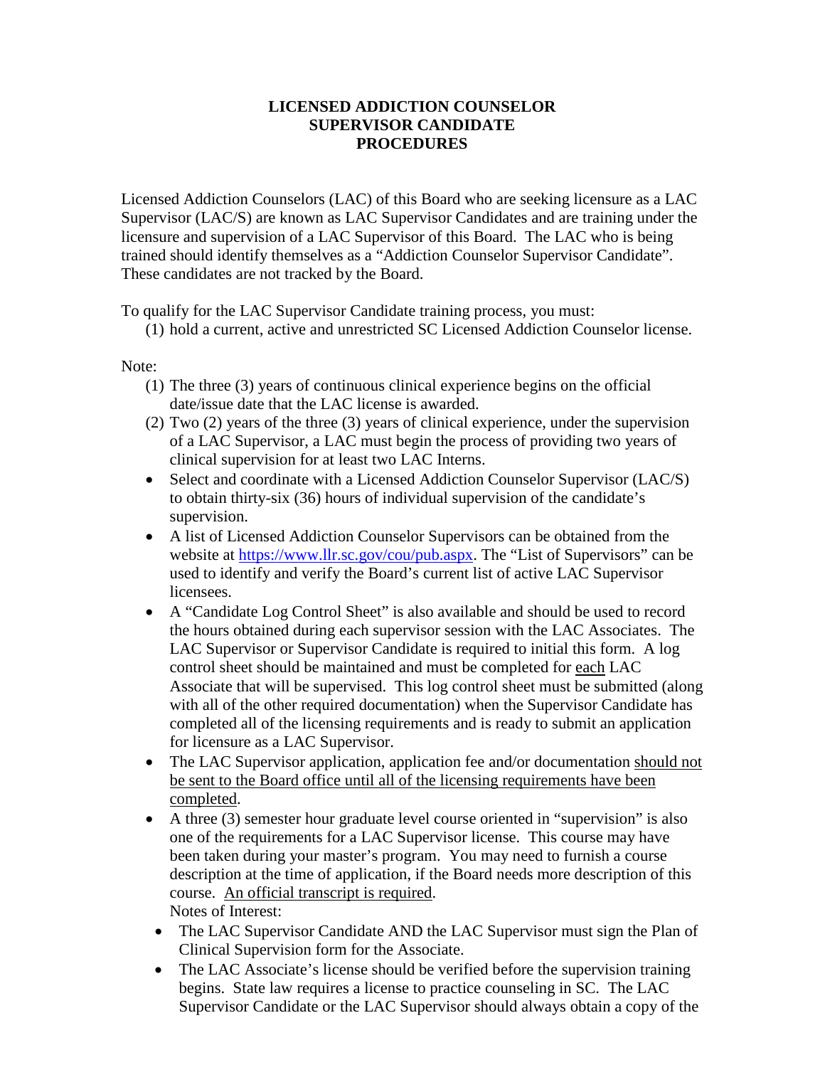# LICENSED ADDICTION COUNSELOR SUPERVISOR CANDIDATE PROCEDURES

Licensed Addiction Counselors (LAC) of this Board who are seeking licensure as a LAC Supervisor (LAC/S) are known as LAC Supervisor Candidates and are training under the licensure and supervision of a LAC Supervisor of this Board. The LAC who is being trained should identify themselves as a "Addiction Counselor Supervisor Candidate". These candidates are not tracked by the Board.

To qualify for the LAC Supervisor Candidate training process, you must:

(1) hold a current, active and unrestricted SC Licensed Addiction Counselor license.

Note:

(1) The three (3) years of continuous clinical experience begins on the official date/issue date that the LAC license is awarded.
(2) Two (2) years of the three (3) years of clinical experience, under the supervision of a LAC Supervisor, a LAC must begin the process of providing two years of clinical supervision for at least two LAC Interns.

- Select and coordinate with a Licensed Addiction Counselor Supervisor (LAC/S) to obtain thirty-six (36) hours of individual supervision of the candidate's supervision.
- A list of Licensed Addiction Counselor Supervisors can be obtained from the website at [https://www.llr.sc.gov/cou/pub.aspx](https://www.llr.sc.gov/cou/pub.aspx). The "List of Supervisors" can be used to identify and verify the Board's current list of active LAC Supervisor licensees.
- A "Candidate Log Control Sheet" is also available and should be used to record the hours obtained during each supervisor session with the LAC Associates. The LAC Supervisor or Supervisor Candidate is required to initial this form. A log control sheet should be maintained and must be completed for <u>each</u> LAC Associate that will be supervised. This log control sheet must be submitted (along with all of the other required documentation) when the Supervisor Candidate has completed all of the licensing requirements and is ready to submit an application for licensure as a LAC Supervisor.
- The LAC Supervisor application, application fee and/or documentation <u>should not be sent to the Board office until all of the licensing requirements have been completed</u>.
- A three (3) semester hour graduate level course oriented in "supervision" is also one of the requirements for a LAC Supervisor license. This course may have been taken during your master's program. You may need to furnish a course description at the time of application, if the Board needs more description of this course. <u>An official transcript is required</u>.

Notes of Interest:

- The LAC Supervisor Candidate AND the LAC Supervisor must sign the Plan of Clinical Supervision form for the Associate.
- The LAC Associate's license should be verified before the supervision training begins. State law requires a license to practice counseling in SC. The LAC Supervisor Candidate or the LAC Supervisor should always obtain a copy of the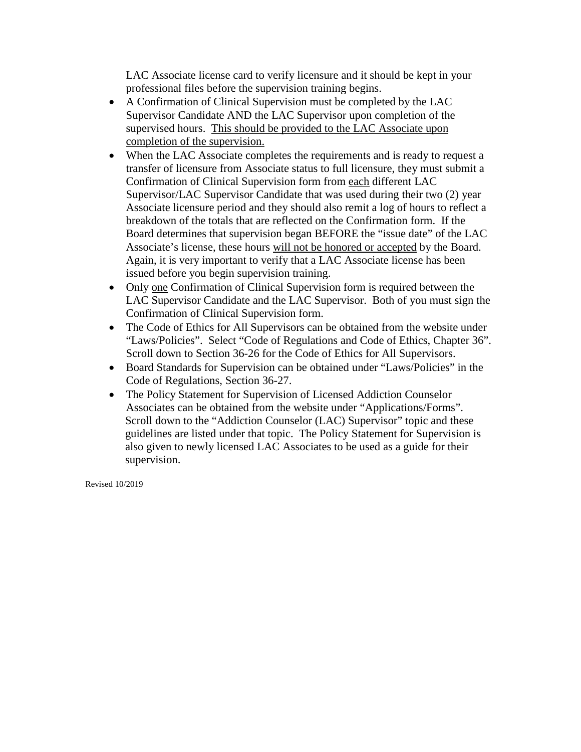LAC Associate license card to verify licensure and it should be kept in your professional files before the supervision training begins.

- A Confirmation of Clinical Supervision must be completed by the LAC Supervisor Candidate AND the LAC Supervisor upon completion of the supervised hours. <u>This should be provided to the LAC Associate upon completion of the supervision.</u>
- When the LAC Associate completes the requirements and is ready to request a transfer of licensure from Associate status to full licensure, they must submit a Confirmation of Clinical Supervision form from <u>each</u> different LAC Supervisor/LAC Supervisor Candidate that was used during their two (2) year Associate licensure period and they should also remit a log of hours to reflect a breakdown of the totals that are reflected on the Confirmation form. If the Board determines that supervision began BEFORE the "issue date" of the LAC Associate's license, these hours <u>will not be honored or accepted</u> by the Board. Again, it is very important to verify that a LAC Associate license has been issued before you begin supervision training.
- Only <u>one</u> Confirmation of Clinical Supervision form is required between the LAC Supervisor Candidate and the LAC Supervisor. Both of you must sign the Confirmation of Clinical Supervision form.
- The Code of Ethics for All Supervisors can be obtained from the website under "Laws/Policies". Select "Code of Regulations and Code of Ethics, Chapter 36". Scroll down to Section 36-26 for the Code of Ethics for All Supervisors.
- Board Standards for Supervision can be obtained under "Laws/Policies" in the Code of Regulations, Section 36-27.
- The Policy Statement for Supervision of Licensed Addiction Counselor Associates can be obtained from the website under "Applications/Forms". Scroll down to the "Addiction Counselor (LAC) Supervisor" topic and these guidelines are listed under that topic. The Policy Statement for Supervision is also given to newly licensed LAC Associates to be used as a guide for their supervision.

Revised 10/2019